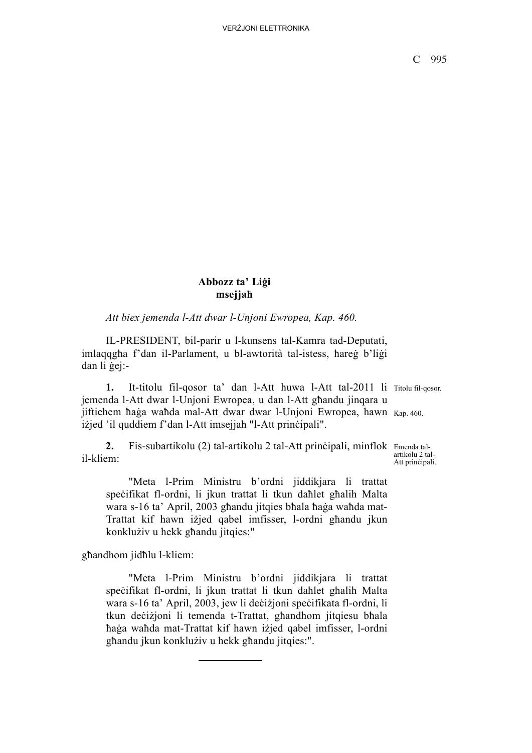**Abbozz ta' Liġi**
**msejjaħ**

*Att biex jemenda l-Att dwar l-Unjoni Ewropea, Kap. 460.*

IL-PRESIDENT, bil-parir u l-kunsens tal-Kamra tad-Deputati, imlaqqgħa f'dan il-Parlament, u bl-awtorità tal-istess, ħareġ b'liġi dan li ġej:-

Titolu fil-qosor. Kap. 460.

**1.** It-titolu fil-qosor ta' dan l-Att huwa l-Att tal-2011 li jemenda l-Att dwar l-Unjoni Ewropea, u dan l-Att għandu jinqara u jiftiehem ħaġa waħda mal-Att dwar dwar l-Unjoni Ewropea, hawn iżjed 'il quddiem f'dan l-Att imsejjaħ "l-Att prinċipali".

Emenda tal-artikolu 2 tal-Att prinċipali.

**2.** Fis-subartikolu (2) tal-artikolu 2 tal-Att prinċipali, minflok il-kliem:

> "Meta l-Prim Ministru b'ordni jiddikjara li trattat speċifikat fl-ordni, li jkun trattat li tkun daħlet għalih Malta wara s-16 ta' April, 2003 għandu jitqies bħala ħaġa waħda mat-Trattat kif hawn iżjed qabel imfisser, l-ordni għandu jkun konklużiv u hekk għandu jitqies:"

għandhom jidħlu l-kliem:

> "Meta l-Prim Ministru b'ordni jiddikjara li trattat speċifikat fl-ordni, li jkun trattat li tkun daħlet għalih Malta wara s-16 ta' April, 2003, jew li deċiżjoni speċifikata fl-ordni, li tkun deċiżjoni li temenda t-Trattat, għandhom jitqiesu bħala ħaġa waħda mat-Trattat kif hawn iżjed qabel imfisser, l-ordni għandu jkun konklużiv u hekk għandu jitqies:".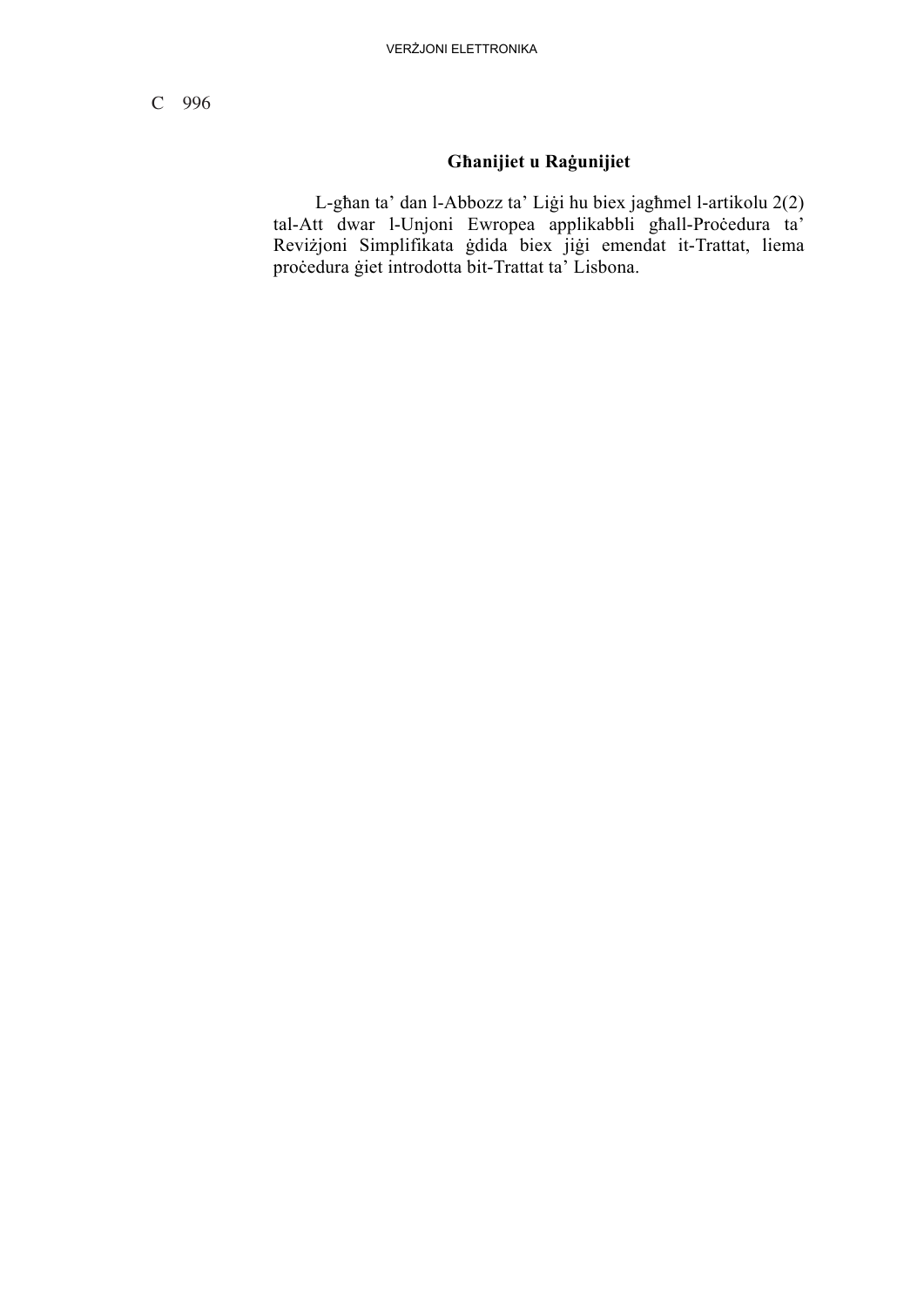**Għanijiet u Raġunijiet**

L-għan ta' dan l-Abbozz ta' Liġi hu biex jagħmel l-artikolu 2(2) tal-Att dwar l-Unjoni Ewropea applikabbli għall-Proċedura ta' Reviżjoni Simplifikata ġdida biex jiġi emendat it-Trattat, liema proċedura ġiet introdotta bit-Trattat ta' Lisbona.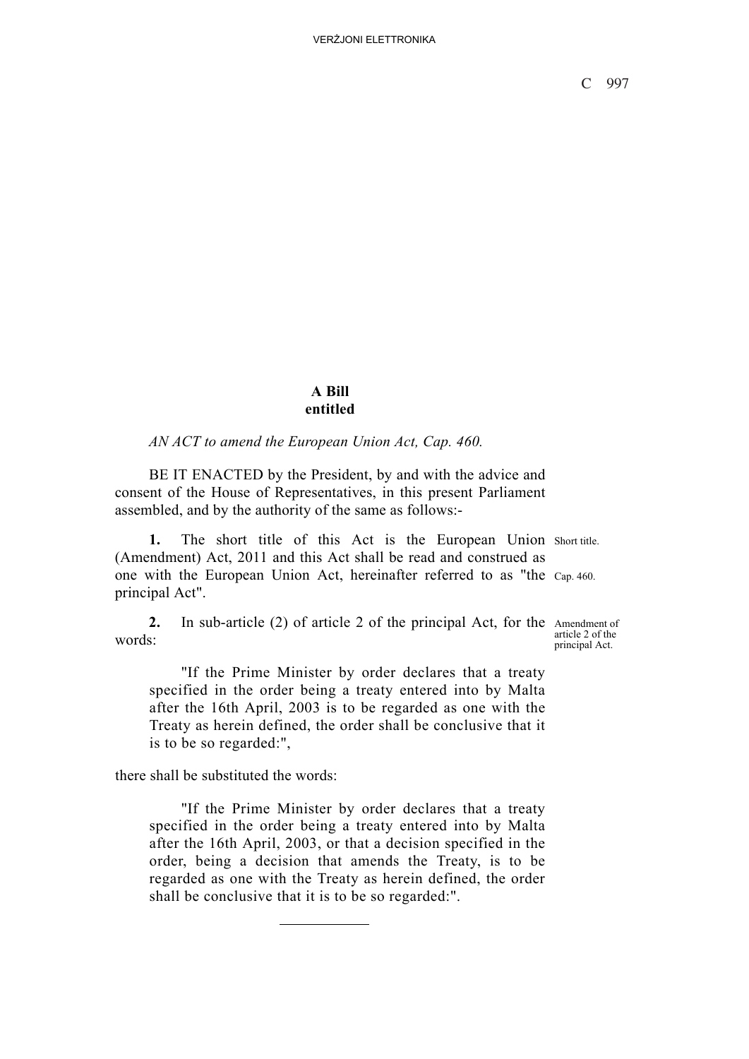**A Bill**
**entitled**

*AN ACT to amend the European Union Act, Cap. 460.*

BE IT ENACTED by the President, by and with the advice and consent of the House of Representatives, in this present Parliament assembled, and by the authority of the same as follows:-

Short title. Cap. 460.

**1.** The short title of this Act is the European Union (Amendment) Act, 2011 and this Act shall be read and construed as one with the European Union Act, hereinafter referred to as "the principal Act".

Amendment of article 2 of the principal Act.

**2.** In sub-article (2) of article 2 of the principal Act, for the words:

"If the Prime Minister by order declares that a treaty specified in the order being a treaty entered into by Malta after the 16th April, 2003 is to be regarded as one with the Treaty as herein defined, the order shall be conclusive that it is to be so regarded:",

there shall be substituted the words:

"If the Prime Minister by order declares that a treaty specified in the order being a treaty entered into by Malta after the 16th April, 2003, or that a decision specified in the order, being a decision that amends the Treaty, is to be regarded as one with the Treaty as herein defined, the order shall be conclusive that it is to be so regarded:".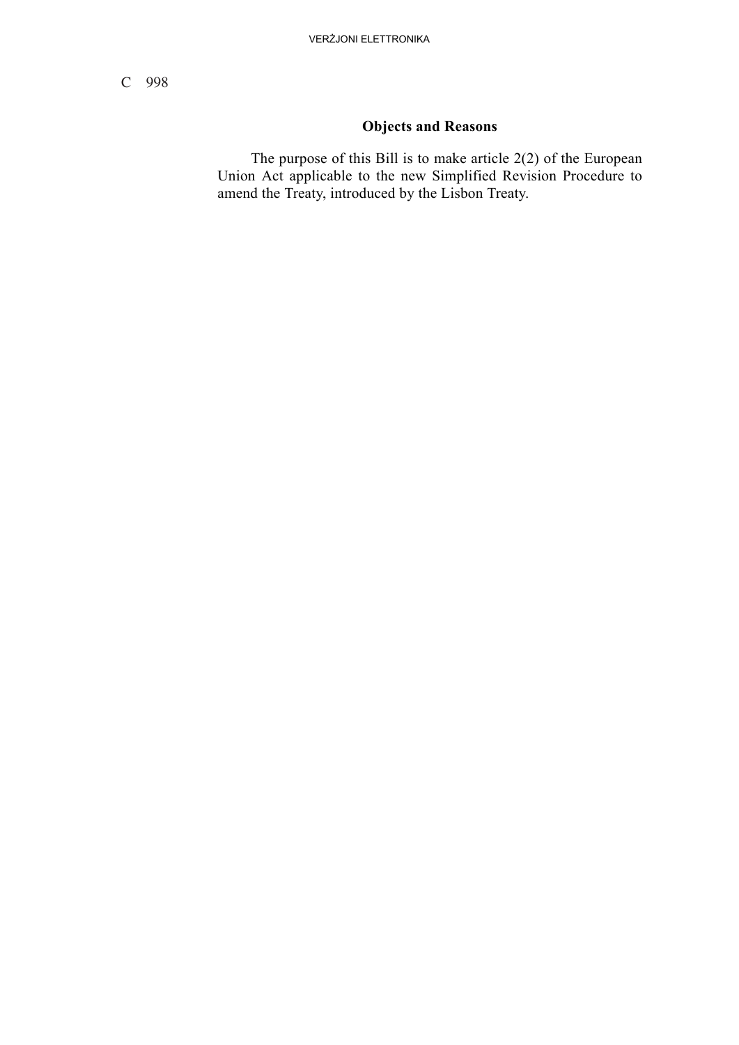## Objects and Reasons

The purpose of this Bill is to make article 2(2) of the European Union Act applicable to the new Simplified Revision Procedure to amend the Treaty, introduced by the Lisbon Treaty.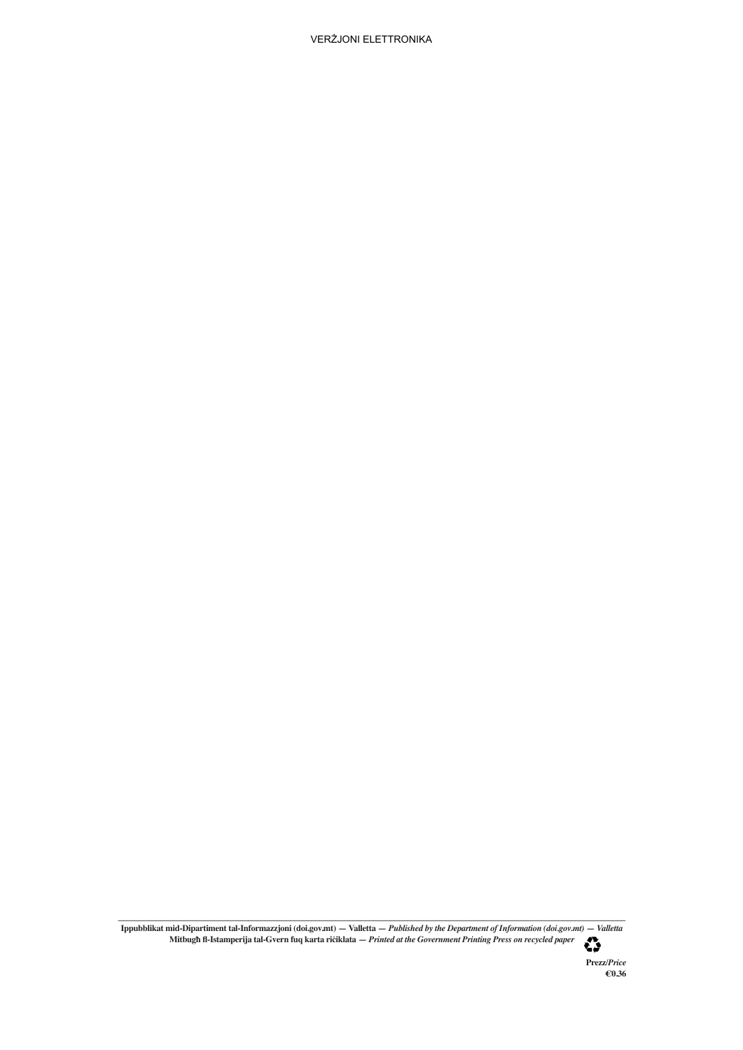VERŻJONI ELETTRONIKA

Ippubblikat mid-Dipartiment tal-Informazzjoni (doi.gov.mt) — Valletta — *Published by the Department of Information (doi.gov.mt) — Valletta*
Mitbugħ fl-Istamperija tal-Gvern fuq karta riċiklata — *Printed at the Government Printing Press on recycled paper*

**Prezz/*Price***
**€0.36**